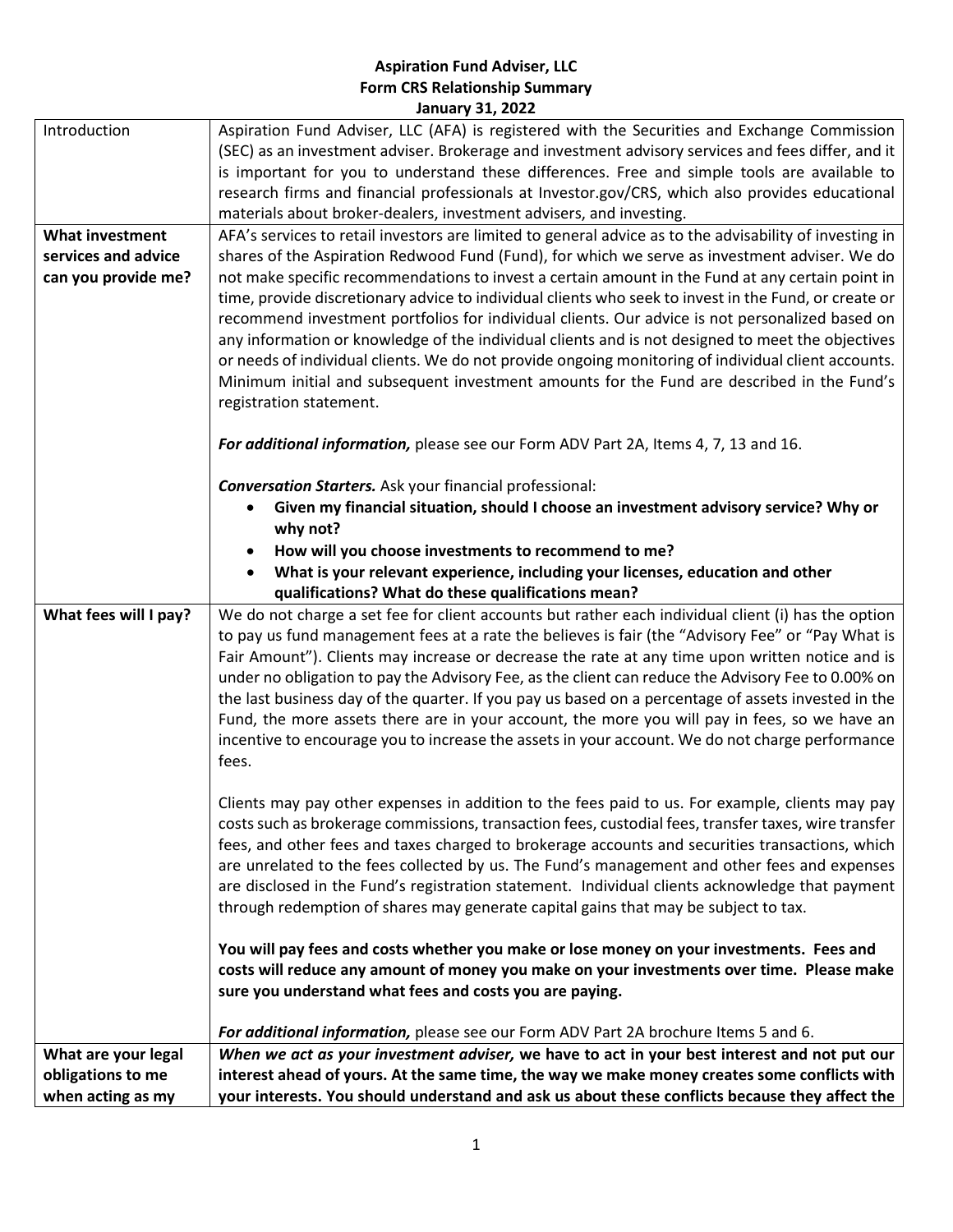**Aspiration Fund Adviser, LLC**
**Form CRS Relationship Summary**
**January 31, 2022**

| | |
|---|---|
| Introduction | Aspiration Fund Adviser, LLC (AFA) is registered with the Securities and Exchange Commission (SEC) as an investment adviser. Brokerage and investment advisory services and fees differ, and it is important for you to understand these differences. Free and simple tools are available to research firms and financial professionals at Investor.gov/CRS, which also provides educational materials about broker-dealers, investment advisers, and investing. |
| **What investment services and advice can you provide me?** | AFA's services to retail investors are limited to general advice as to the advisability of investing in shares of the Aspiration Redwood Fund (Fund), for which we serve as investment adviser. We do not make specific recommendations to invest a certain amount in the Fund at any certain point in time, provide discretionary advice to individual clients who seek to invest in the Fund, or create or recommend investment portfolios for individual clients. Our advice is not personalized based on any information or knowledge of the individual clients and is not designed to meet the objectives or needs of individual clients. We do not provide ongoing monitoring of individual client accounts. Minimum initial and subsequent investment amounts for the Fund are described in the Fund's registration statement.<br><br>***For additional information,*** please see our Form ADV Part 2A, Items 4, 7, 13 and 16.<br><br>***Conversation Starters.*** Ask your financial professional:<br>• **Given my financial situation, should I choose an investment advisory service? Why or why not?**<br>• **How will you choose investments to recommend to me?**<br>• **What is your relevant experience, including your licenses, education and other qualifications? What do these qualifications mean?** |
| **What fees will I pay?** | We do not charge a set fee for client accounts but rather each individual client (i) has the option to pay us fund management fees at a rate the believes is fair (the "Advisory Fee" or "Pay What is Fair Amount"). Clients may increase or decrease the rate at any time upon written notice and is under no obligation to pay the Advisory Fee, as the client can reduce the Advisory Fee to 0.00% on the last business day of the quarter. If you pay us based on a percentage of assets invested in the Fund, the more assets there are in your account, the more you will pay in fees, so we have an incentive to encourage you to increase the assets in your account. We do not charge performance fees.<br><br>Clients may pay other expenses in addition to the fees paid to us. For example, clients may pay costs such as brokerage commissions, transaction fees, custodial fees, transfer taxes, wire transfer fees, and other fees and taxes charged to brokerage accounts and securities transactions, which are unrelated to the fees collected by us. The Fund's management and other fees and expenses are disclosed in the Fund's registration statement. Individual clients acknowledge that payment through redemption of shares may generate capital gains that may be subject to tax.<br><br>**You will pay fees and costs whether you make or lose money on your investments. Fees and costs will reduce any amount of money you make on your investments over time. Please make sure you understand what fees and costs you are paying.**<br><br>***For additional information,*** please see our Form ADV Part 2A brochure Items 5 and 6. |
| **What are your legal obligations to me when acting as my** | ***When we act as your investment adviser,*** **we have to act in your best interest and not put our interest ahead of yours. At the same time, the way we make money creates some conflicts with your interests. You should understand and ask us about these conflicts because they affect the** |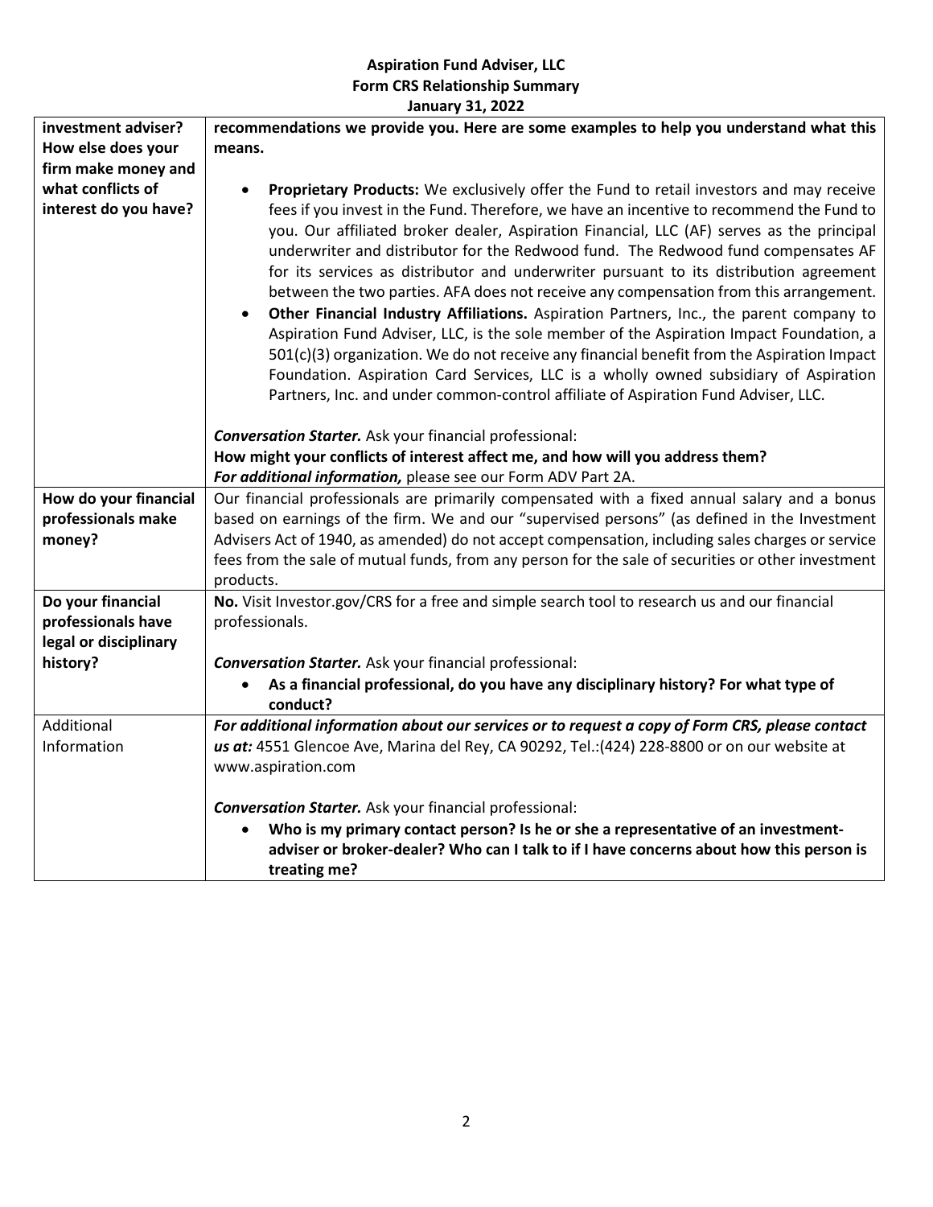| | |
|---|---|
| **investment adviser? How else does your firm make money and what conflicts of interest do you have?** | **recommendations we provide you. Here are some examples to help you understand what this means.**<br><br>• **Proprietary Products:** We exclusively offer the Fund to retail investors and may receive fees if you invest in the Fund. Therefore, we have an incentive to recommend the Fund to you. Our affiliated broker dealer, Aspiration Financial, LLC (AF) serves as the principal underwriter and distributor for the Redwood fund. The Redwood fund compensates AF for its services as distributor and underwriter pursuant to its distribution agreement between the two parties. AFA does not receive any compensation from this arrangement.<br>• **Other Financial Industry Affiliations.** Aspiration Partners, Inc., the parent company to Aspiration Fund Adviser, LLC, is the sole member of the Aspiration Impact Foundation, a 501(c)(3) organization. We do not receive any financial benefit from the Aspiration Impact Foundation. Aspiration Card Services, LLC is a wholly owned subsidiary of Aspiration Partners, Inc. and under common-control affiliate of Aspiration Fund Adviser, LLC.<br><br>***Conversation Starter.*** Ask your financial professional:<br>**How might your conflicts of interest affect me, and how will you address them?**<br>***For additional information,*** please see our Form ADV Part 2A. |
| **How do your financial professionals make money?** | Our financial professionals are primarily compensated with a fixed annual salary and a bonus based on earnings of the firm. We and our "supervised persons" (as defined in the Investment Advisers Act of 1940, as amended) do not accept compensation, including sales charges or service fees from the sale of mutual funds, from any person for the sale of securities or other investment products. |
| **Do your financial professionals have legal or disciplinary history?** | **No.** Visit Investor.gov/CRS for a free and simple search tool to research us and our financial professionals.<br><br>***Conversation Starter.*** Ask your financial professional:<br>• **As a financial professional, do you have any disciplinary history? For what type of conduct?** |
| Additional Information | ***For additional information about our services or to request a copy of Form CRS, please contact us at:*** 4551 Glencoe Ave, Marina del Rey, CA 90292, Tel.:(424) 228-8800 or on our website at www.aspiration.com<br><br>***Conversation Starter.*** Ask your financial professional:<br>• **Who is my primary contact person? Is he or she a representative of an investment-adviser or broker-dealer? Who can I talk to if I have concerns about how this person is treating me?** |